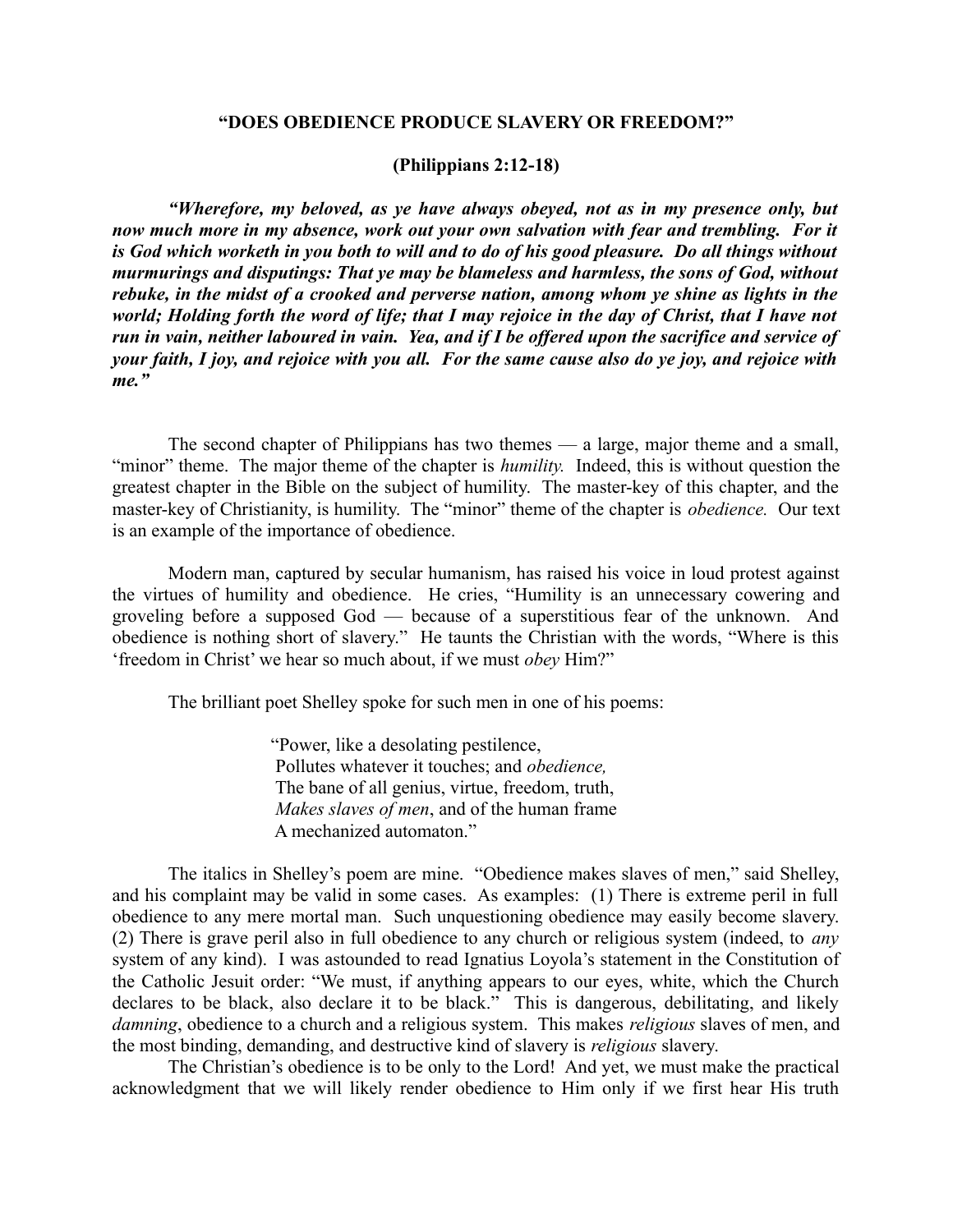## **"DOES OBEDIENCE PRODUCE SLAVERY OR FREEDOM?"**

### **(Philippians 2:12-18)**

***"Wherefore, my beloved, as ye have always obeyed, not as in my presence only, but now much more in my absence, work out your own salvation with fear and trembling. For it is God which worketh in you both to will and to do of his good pleasure. Do all things without murmurings and disputings: That ye may be blameless and harmless, the sons of God, without rebuke, in the midst of a crooked and perverse nation, among whom ye shine as lights in the world; Holding forth the word of life; that I may rejoice in the day of Christ, that I have not run in vain, neither laboured in vain. Yea, and if I be offered upon the sacrifice and service of your faith, I joy, and rejoice with you all. For the same cause also do ye joy, and rejoice with me."***

The second chapter of Philippians has two themes — a large, major theme and a small, "minor" theme. The major theme of the chapter is *humility.* Indeed, this is without question the greatest chapter in the Bible on the subject of humility. The master-key of this chapter, and the master-key of Christianity, is humility. The "minor" theme of the chapter is *obedience.* Our text is an example of the importance of obedience.

Modern man, captured by secular humanism, has raised his voice in loud protest against the virtues of humility and obedience. He cries, "Humility is an unnecessary cowering and groveling before a supposed God — because of a superstitious fear of the unknown. And obedience is nothing short of slavery." He taunts the Christian with the words, "Where is this 'freedom in Christ' we hear so much about, if we must *obey* Him?"

The brilliant poet Shelley spoke for such men in one of his poems:

> "Power, like a desolating pestilence,
> Pollutes whatever it touches; and *obedience,*
> The bane of all genius, virtue, freedom, truth,
> *Makes slaves of men*, and of the human frame
> A mechanized automaton."

The italics in Shelley's poem are mine. "Obedience makes slaves of men," said Shelley, and his complaint may be valid in some cases. As examples: (1) There is extreme peril in full obedience to any mere mortal man. Such unquestioning obedience may easily become slavery. (2) There is grave peril also in full obedience to any church or religious system (indeed, to *any* system of any kind). I was astounded to read Ignatius Loyola's statement in the Constitution of the Catholic Jesuit order: "We must, if anything appears to our eyes, white, which the Church declares to be black, also declare it to be black." This is dangerous, debilitating, and likely *damning*, obedience to a church and a religious system. This makes *religious* slaves of men, and the most binding, demanding, and destructive kind of slavery is *religious* slavery.

The Christian's obedience is to be only to the Lord! And yet, we must make the practical acknowledgment that we will likely render obedience to Him only if we first hear His truth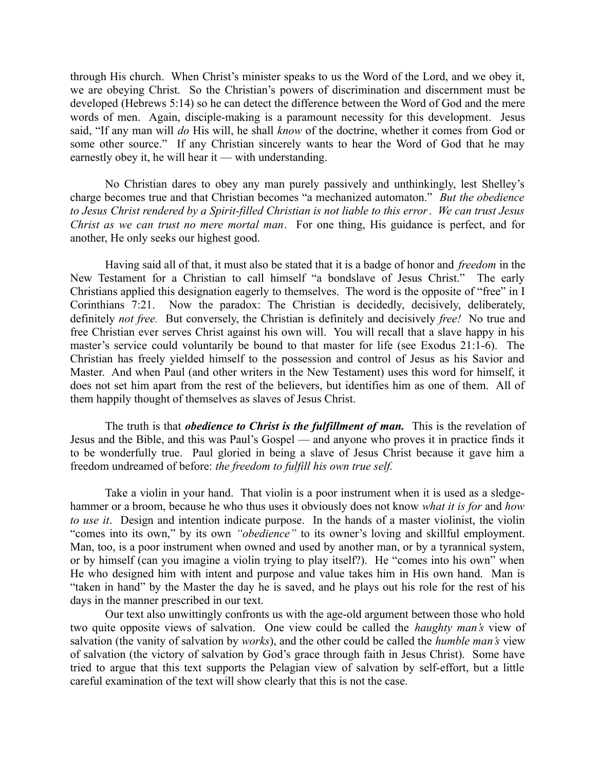through His church. When Christ's minister speaks to us the Word of the Lord, and we obey it, we are obeying Christ. So the Christian's powers of discrimination and discernment must be developed (Hebrews 5:14) so he can detect the difference between the Word of God and the mere words of men. Again, disciple-making is a paramount necessity for this development. Jesus said, "If any man will *do* His will, he shall *know* of the doctrine, whether it comes from God or some other source." If any Christian sincerely wants to hear the Word of God that he may earnestly obey it, he will hear it — with understanding.

No Christian dares to obey any man purely passively and unthinkingly, lest Shelley's charge becomes true and that Christian becomes "a mechanized automaton." *But the obedience to Jesus Christ rendered by a Spirit-filled Christian is not liable to this error*. *We can trust Jesus Christ as we can trust no mere mortal man*. For one thing, His guidance is perfect, and for another, He only seeks our highest good.

Having said all of that, it must also be stated that it is a badge of honor and *freedom* in the New Testament for a Christian to call himself "a bondslave of Jesus Christ." The early Christians applied this designation eagerly to themselves. The word is the opposite of "free" in I Corinthians 7:21. Now the paradox: The Christian is decidedly, decisively, deliberately, definitely *not free.* But conversely, the Christian is definitely and decisively *free!* No true and free Christian ever serves Christ against his own will. You will recall that a slave happy in his master's service could voluntarily be bound to that master for life (see Exodus 21:1-6). The Christian has freely yielded himself to the possession and control of Jesus as his Savior and Master. And when Paul (and other writers in the New Testament) uses this word for himself, it does not set him apart from the rest of the believers, but identifies him as one of them. All of them happily thought of themselves as slaves of Jesus Christ.

The truth is that ***obedience to Christ is the fulfillment of man.*** This is the revelation of Jesus and the Bible, and this was Paul's Gospel — and anyone who proves it in practice finds it to be wonderfully true. Paul gloried in being a slave of Jesus Christ because it gave him a freedom undreamed of before: *the freedom to fulfill his own true self.*

Take a violin in your hand. That violin is a poor instrument when it is used as a sledge-hammer or a broom, because he who thus uses it obviously does not know *what it is for* and *how to use it*. Design and intention indicate purpose. In the hands of a master violinist, the violin "comes into its own," by its own *"obedience"* to its owner's loving and skillful employment. Man, too, is a poor instrument when owned and used by another man, or by a tyrannical system, or by himself (can you imagine a violin trying to play itself?). He "comes into his own" when He who designed him with intent and purpose and value takes him in His own hand. Man is "taken in hand" by the Master the day he is saved, and he plays out his role for the rest of his days in the manner prescribed in our text.

Our text also unwittingly confronts us with the age-old argument between those who hold two quite opposite views of salvation. One view could be called the *haughty man's* view of salvation (the vanity of salvation by *works*), and the other could be called the *humble man's* view of salvation (the victory of salvation by God's grace through faith in Jesus Christ). Some have tried to argue that this text supports the Pelagian view of salvation by self-effort, but a little careful examination of the text will show clearly that this is not the case.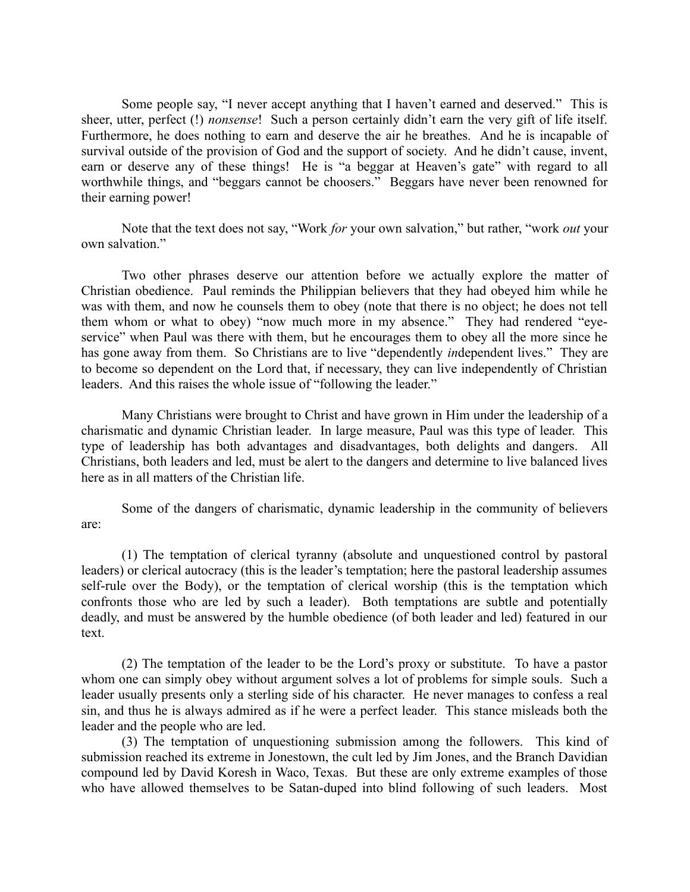Some people say, "I never accept anything that I haven't earned and deserved." This is sheer, utter, perfect (!) *nonsense*! Such a person certainly didn't earn the very gift of life itself. Furthermore, he does nothing to earn and deserve the air he breathes. And he is incapable of survival outside of the provision of God and the support of society. And he didn't cause, invent, earn or deserve any of these things! He is "a beggar at Heaven's gate" with regard to all worthwhile things, and "beggars cannot be choosers." Beggars have never been renowned for their earning power!

Note that the text does not say, "Work *for* your own salvation," but rather, "work *out* your own salvation."

Two other phrases deserve our attention before we actually explore the matter of Christian obedience. Paul reminds the Philippian believers that they had obeyed him while he was with them, and now he counsels them to obey (note that there is no object; he does not tell them whom or what to obey) "now much more in my absence." They had rendered "eye-service" when Paul was there with them, but he encourages them to obey all the more since he has gone away from them. So Christians are to live "dependently *in*dependent lives." They are to become so dependent on the Lord that, if necessary, they can live independently of Christian leaders. And this raises the whole issue of "following the leader."

Many Christians were brought to Christ and have grown in Him under the leadership of a charismatic and dynamic Christian leader. In large measure, Paul was this type of leader. This type of leadership has both advantages and disadvantages, both delights and dangers. All Christians, both leaders and led, must be alert to the dangers and determine to live balanced lives here as in all matters of the Christian life.

Some of the dangers of charismatic, dynamic leadership in the community of believers are:

(1) The temptation of clerical tyranny (absolute and unquestioned control by pastoral leaders) or clerical autocracy (this is the leader's temptation; here the pastoral leadership assumes self-rule over the Body), or the temptation of clerical worship (this is the temptation which confronts those who are led by such a leader). Both temptations are subtle and potentially deadly, and must be answered by the humble obedience (of both leader and led) featured in our text.

(2) The temptation of the leader to be the Lord's proxy or substitute. To have a pastor whom one can simply obey without argument solves a lot of problems for simple souls. Such a leader usually presents only a sterling side of his character. He never manages to confess a real sin, and thus he is always admired as if he were a perfect leader. This stance misleads both the leader and the people who are led.

(3) The temptation of unquestioning submission among the followers. This kind of submission reached its extreme in Jonestown, the cult led by Jim Jones, and the Branch Davidian compound led by David Koresh in Waco, Texas. But these are only extreme examples of those who have allowed themselves to be Satan-duped into blind following of such leaders. Most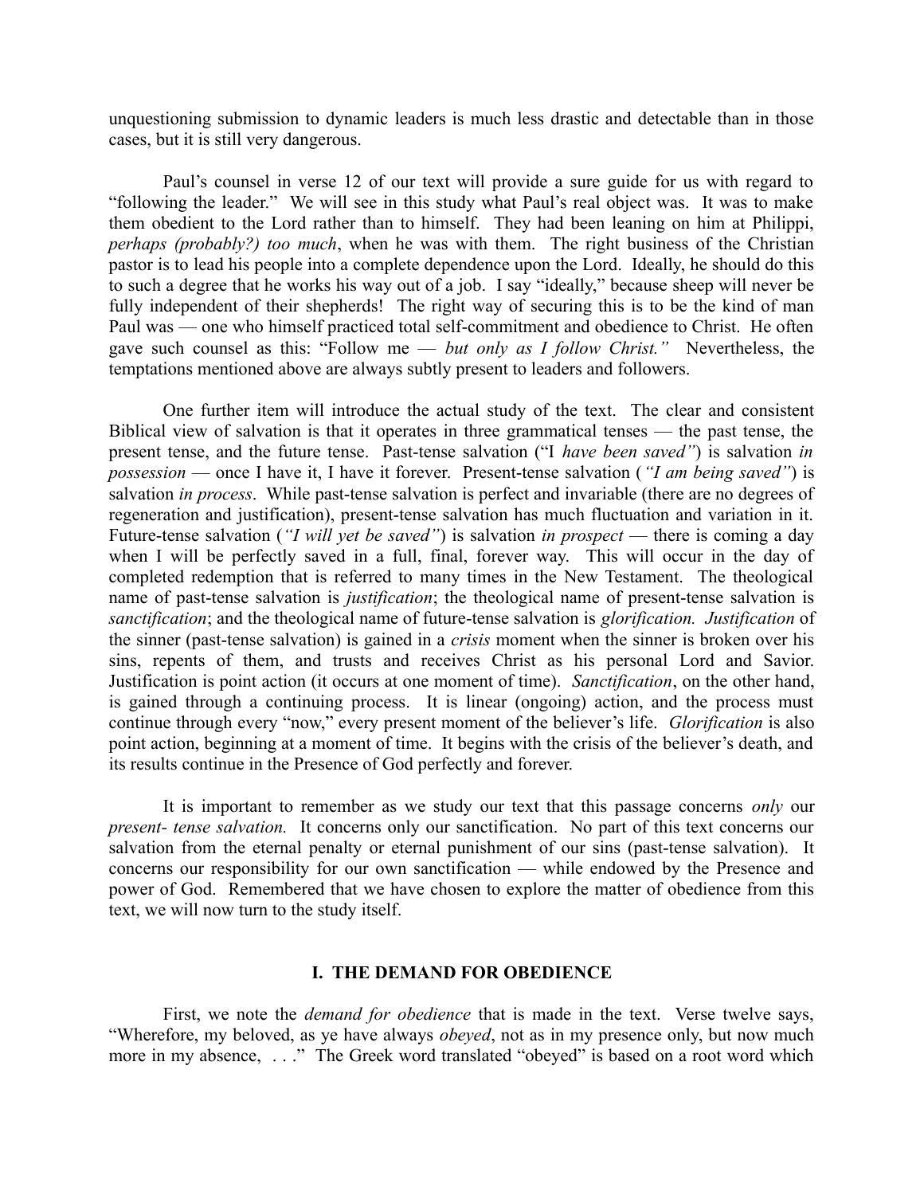unquestioning submission to dynamic leaders is much less drastic and detectable than in those cases, but it is still very dangerous.

Paul's counsel in verse 12 of our text will provide a sure guide for us with regard to "following the leader." We will see in this study what Paul's real object was. It was to make them obedient to the Lord rather than to himself. They had been leaning on him at Philippi, *perhaps (probably?) too much*, when he was with them. The right business of the Christian pastor is to lead his people into a complete dependence upon the Lord. Ideally, he should do this to such a degree that he works his way out of a job. I say "ideally," because sheep will never be fully independent of their shepherds! The right way of securing this is to be the kind of man Paul was — one who himself practiced total self-commitment and obedience to Christ. He often gave such counsel as this: "Follow me — *but only as I follow Christ."* Nevertheless, the temptations mentioned above are always subtly present to leaders and followers.

One further item will introduce the actual study of the text. The clear and consistent Biblical view of salvation is that it operates in three grammatical tenses — the past tense, the present tense, and the future tense. Past-tense salvation ("I *have been saved"*) is salvation *in possession* — once I have it, I have it forever. Present-tense salvation (*"I am being saved"*) is salvation *in process*. While past-tense salvation is perfect and invariable (there are no degrees of regeneration and justification), present-tense salvation has much fluctuation and variation in it. Future-tense salvation (*"I will yet be saved"*) is salvation *in prospect* — there is coming a day when I will be perfectly saved in a full, final, forever way. This will occur in the day of completed redemption that is referred to many times in the New Testament. The theological name of past-tense salvation is *justification*; the theological name of present-tense salvation is *sanctification*; and the theological name of future-tense salvation is *glorification. Justification* of the sinner (past-tense salvation) is gained in a *crisis* moment when the sinner is broken over his sins, repents of them, and trusts and receives Christ as his personal Lord and Savior. Justification is point action (it occurs at one moment of time). *Sanctification*, on the other hand, is gained through a continuing process. It is linear (ongoing) action, and the process must continue through every "now," every present moment of the believer's life. *Glorification* is also point action, beginning at a moment of time. It begins with the crisis of the believer's death, and its results continue in the Presence of God perfectly and forever.

It is important to remember as we study our text that this passage concerns *only* our *present- tense salvation.* It concerns only our sanctification. No part of this text concerns our salvation from the eternal penalty or eternal punishment of our sins (past-tense salvation). It concerns our responsibility for our own sanctification — while endowed by the Presence and power of God. Remembered that we have chosen to explore the matter of obedience from this text, we will now turn to the study itself.

## I. THE DEMAND FOR OBEDIENCE

First, we note the *demand for obedience* that is made in the text. Verse twelve says, "Wherefore, my beloved, as ye have always *obeyed*, not as in my presence only, but now much more in my absence, . . ." The Greek word translated "obeyed" is based on a root word which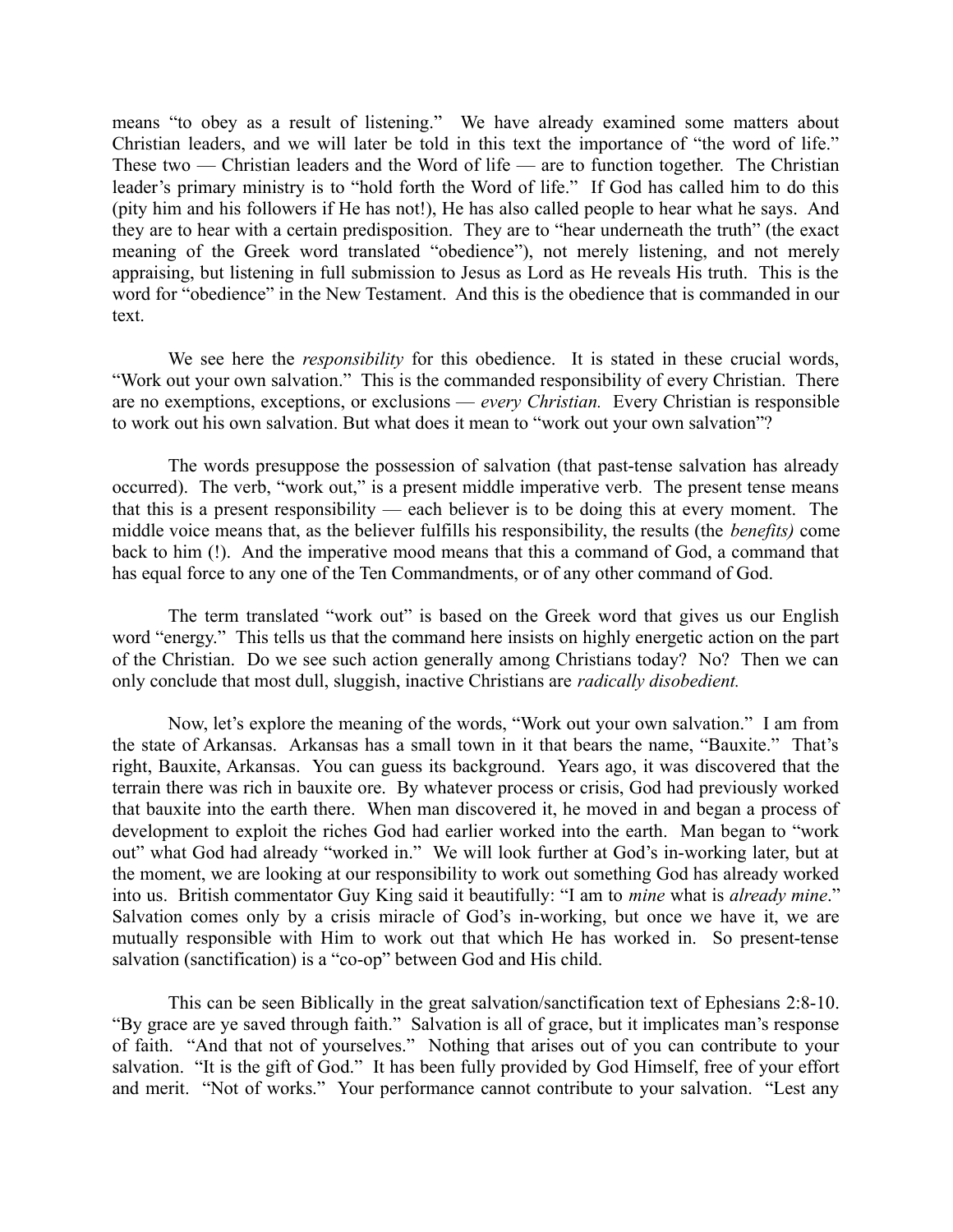means "to obey as a result of listening." We have already examined some matters about Christian leaders, and we will later be told in this text the importance of "the word of life." These two — Christian leaders and the Word of life — are to function together. The Christian leader's primary ministry is to "hold forth the Word of life." If God has called him to do this (pity him and his followers if He has not!), He has also called people to hear what he says. And they are to hear with a certain predisposition. They are to "hear underneath the truth" (the exact meaning of the Greek word translated "obedience"), not merely listening, and not merely appraising, but listening in full submission to Jesus as Lord as He reveals His truth. This is the word for "obedience" in the New Testament. And this is the obedience that is commanded in our text.

We see here the *responsibility* for this obedience. It is stated in these crucial words, "Work out your own salvation." This is the commanded responsibility of every Christian. There are no exemptions, exceptions, or exclusions — *every Christian.* Every Christian is responsible to work out his own salvation. But what does it mean to "work out your own salvation"?

The words presuppose the possession of salvation (that past-tense salvation has already occurred). The verb, "work out," is a present middle imperative verb. The present tense means that this is a present responsibility — each believer is to be doing this at every moment. The middle voice means that, as the believer fulfills his responsibility, the results (the *benefits)* come back to him (!). And the imperative mood means that this a command of God, a command that has equal force to any one of the Ten Commandments, or of any other command of God.

The term translated "work out" is based on the Greek word that gives us our English word "energy." This tells us that the command here insists on highly energetic action on the part of the Christian. Do we see such action generally among Christians today? No? Then we can only conclude that most dull, sluggish, inactive Christians are *radically disobedient.*

Now, let's explore the meaning of the words, "Work out your own salvation." I am from the state of Arkansas. Arkansas has a small town in it that bears the name, "Bauxite." That's right, Bauxite, Arkansas. You can guess its background. Years ago, it was discovered that the terrain there was rich in bauxite ore. By whatever process or crisis, God had previously worked that bauxite into the earth there. When man discovered it, he moved in and began a process of development to exploit the riches God had earlier worked into the earth. Man began to "work out" what God had already "worked in." We will look further at God's in-working later, but at the moment, we are looking at our responsibility to work out something God has already worked into us. British commentator Guy King said it beautifully: "I am to *mine* what is *already mine*." Salvation comes only by a crisis miracle of God's in-working, but once we have it, we are mutually responsible with Him to work out that which He has worked in. So present-tense salvation (sanctification) is a "co-op" between God and His child.

This can be seen Biblically in the great salvation/sanctification text of Ephesians 2:8-10. "By grace are ye saved through faith." Salvation is all of grace, but it implicates man's response of faith. "And that not of yourselves." Nothing that arises out of you can contribute to your salvation. "It is the gift of God." It has been fully provided by God Himself, free of your effort and merit. "Not of works." Your performance cannot contribute to your salvation. "Lest any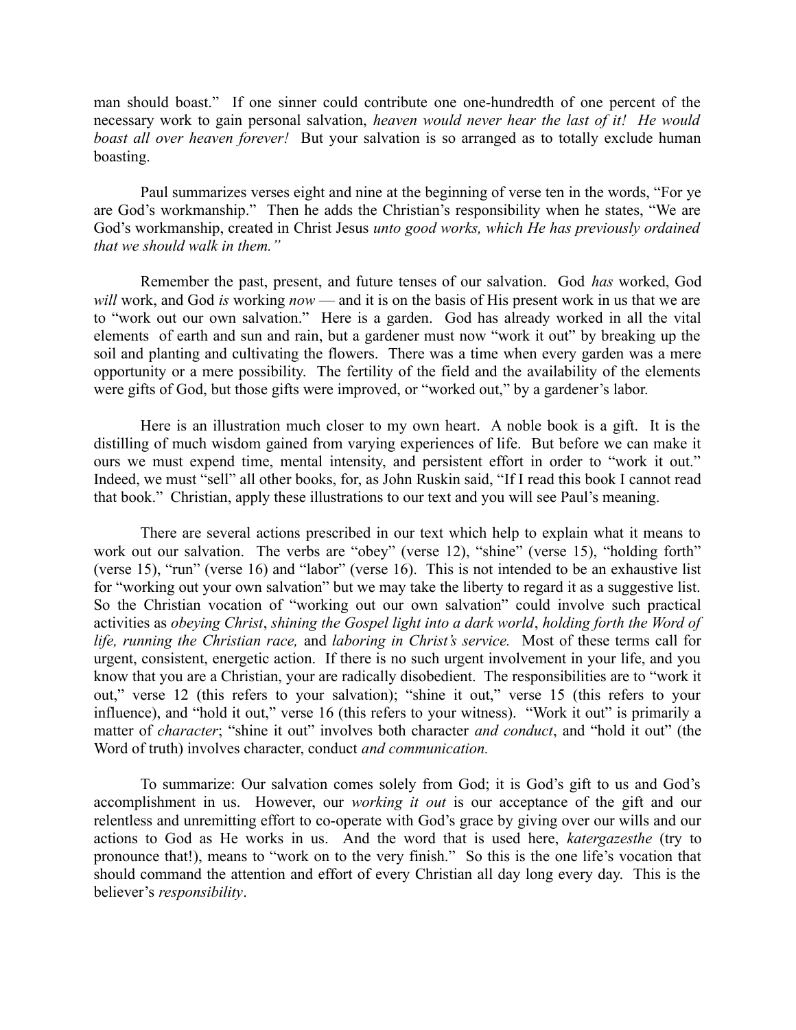man should boast." If one sinner could contribute one one-hundredth of one percent of the necessary work to gain personal salvation, *heaven would never hear the last of it! He would boast all over heaven forever!* But your salvation is so arranged as to totally exclude human boasting.

Paul summarizes verses eight and nine at the beginning of verse ten in the words, "For ye are God's workmanship." Then he adds the Christian's responsibility when he states, "We are God's workmanship, created in Christ Jesus *unto good works, which He has previously ordained that we should walk in them."*

Remember the past, present, and future tenses of our salvation. God *has* worked, God *will* work, and God *is* working *now* — and it is on the basis of His present work in us that we are to "work out our own salvation." Here is a garden. God has already worked in all the vital elements of earth and sun and rain, but a gardener must now "work it out" by breaking up the soil and planting and cultivating the flowers. There was a time when every garden was a mere opportunity or a mere possibility. The fertility of the field and the availability of the elements were gifts of God, but those gifts were improved, or "worked out," by a gardener's labor.

Here is an illustration much closer to my own heart. A noble book is a gift. It is the distilling of much wisdom gained from varying experiences of life. But before we can make it ours we must expend time, mental intensity, and persistent effort in order to "work it out." Indeed, we must "sell" all other books, for, as John Ruskin said, "If I read this book I cannot read that book." Christian, apply these illustrations to our text and you will see Paul's meaning.

There are several actions prescribed in our text which help to explain what it means to work out our salvation. The verbs are "obey" (verse 12), "shine" (verse 15), "holding forth" (verse 15), "run" (verse 16) and "labor" (verse 16). This is not intended to be an exhaustive list for "working out your own salvation" but we may take the liberty to regard it as a suggestive list. So the Christian vocation of "working out our own salvation" could involve such practical activities as *obeying Christ*, *shining the Gospel light into a dark world*, *holding forth the Word of life, running the Christian race,* and *laboring in Christ's service.* Most of these terms call for urgent, consistent, energetic action. If there is no such urgent involvement in your life, and you know that you are a Christian, your are radically disobedient. The responsibilities are to "work it out," verse 12 (this refers to your salvation); "shine it out," verse 15 (this refers to your influence), and "hold it out," verse 16 (this refers to your witness). "Work it out" is primarily a matter of *character*; "shine it out" involves both character *and conduct*, and "hold it out" (the Word of truth) involves character, conduct *and communication.*

To summarize: Our salvation comes solely from God; it is God's gift to us and God's accomplishment in us. However, our *working it out* is our acceptance of the gift and our relentless and unremitting effort to co-operate with God's grace by giving over our wills and our actions to God as He works in us. And the word that is used here, *katergazesthe* (try to pronounce that!), means to "work on to the very finish." So this is the one life's vocation that should command the attention and effort of every Christian all day long every day. This is the believer's *responsibility*.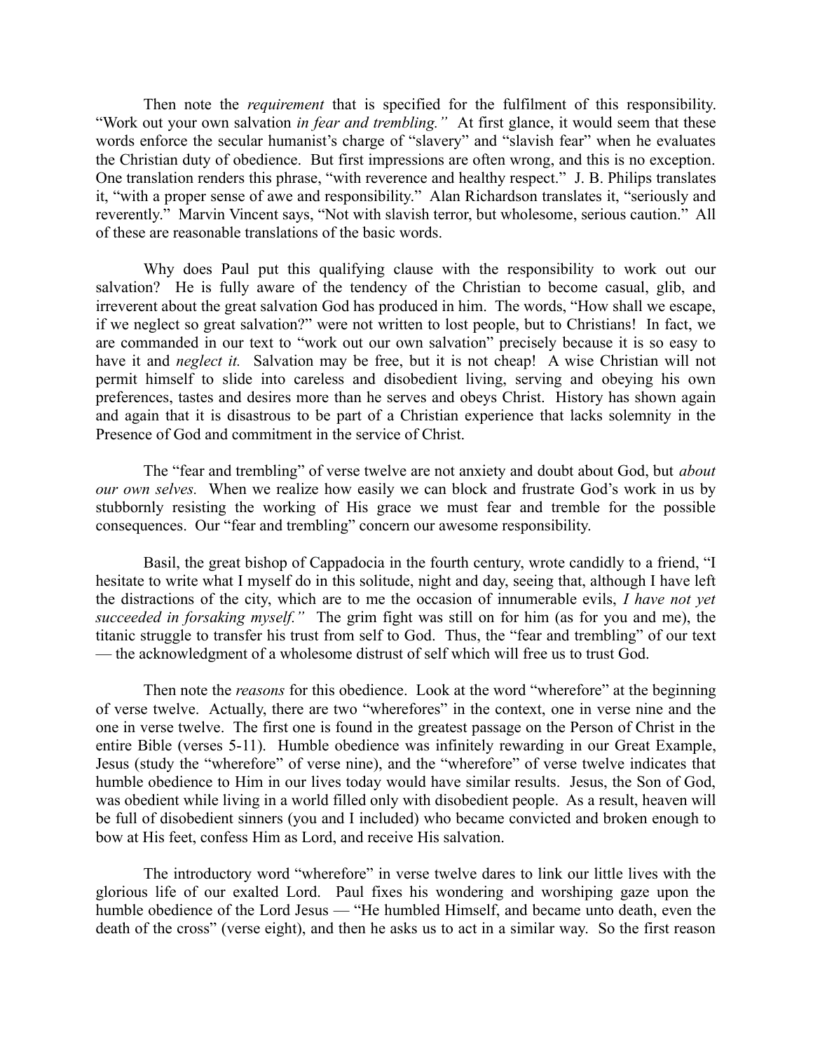Then note the *requirement* that is specified for the fulfilment of this responsibility. "Work out your own salvation *in fear and trembling."* At first glance, it would seem that these words enforce the secular humanist's charge of "slavery" and "slavish fear" when he evaluates the Christian duty of obedience. But first impressions are often wrong, and this is no exception. One translation renders this phrase, "with reverence and healthy respect." J. B. Philips translates it, "with a proper sense of awe and responsibility." Alan Richardson translates it, "seriously and reverently." Marvin Vincent says, "Not with slavish terror, but wholesome, serious caution." All of these are reasonable translations of the basic words.

Why does Paul put this qualifying clause with the responsibility to work out our salvation? He is fully aware of the tendency of the Christian to become casual, glib, and irreverent about the great salvation God has produced in him. The words, "How shall we escape, if we neglect so great salvation?" were not written to lost people, but to Christians! In fact, we are commanded in our text to "work out our own salvation" precisely because it is so easy to have it and *neglect it.* Salvation may be free, but it is not cheap! A wise Christian will not permit himself to slide into careless and disobedient living, serving and obeying his own preferences, tastes and desires more than he serves and obeys Christ. History has shown again and again that it is disastrous to be part of a Christian experience that lacks solemnity in the Presence of God and commitment in the service of Christ.

The "fear and trembling" of verse twelve are not anxiety and doubt about God, but *about our own selves.* When we realize how easily we can block and frustrate God's work in us by stubbornly resisting the working of His grace we must fear and tremble for the possible consequences. Our "fear and trembling" concern our awesome responsibility.

Basil, the great bishop of Cappadocia in the fourth century, wrote candidly to a friend, "I hesitate to write what I myself do in this solitude, night and day, seeing that, although I have left the distractions of the city, which are to me the occasion of innumerable evils, *I have not yet succeeded in forsaking myself."* The grim fight was still on for him (as for you and me), the titanic struggle to transfer his trust from self to God. Thus, the "fear and trembling" of our text — the acknowledgment of a wholesome distrust of self which will free us to trust God.

Then note the *reasons* for this obedience. Look at the word "wherefore" at the beginning of verse twelve. Actually, there are two "wherefores" in the context, one in verse nine and the one in verse twelve. The first one is found in the greatest passage on the Person of Christ in the entire Bible (verses 5-11). Humble obedience was infinitely rewarding in our Great Example, Jesus (study the "wherefore" of verse nine), and the "wherefore" of verse twelve indicates that humble obedience to Him in our lives today would have similar results. Jesus, the Son of God, was obedient while living in a world filled only with disobedient people. As a result, heaven will be full of disobedient sinners (you and I included) who became convicted and broken enough to bow at His feet, confess Him as Lord, and receive His salvation.

The introductory word "wherefore" in verse twelve dares to link our little lives with the glorious life of our exalted Lord. Paul fixes his wondering and worshiping gaze upon the humble obedience of the Lord Jesus — "He humbled Himself, and became unto death, even the death of the cross" (verse eight), and then he asks us to act in a similar way. So the first reason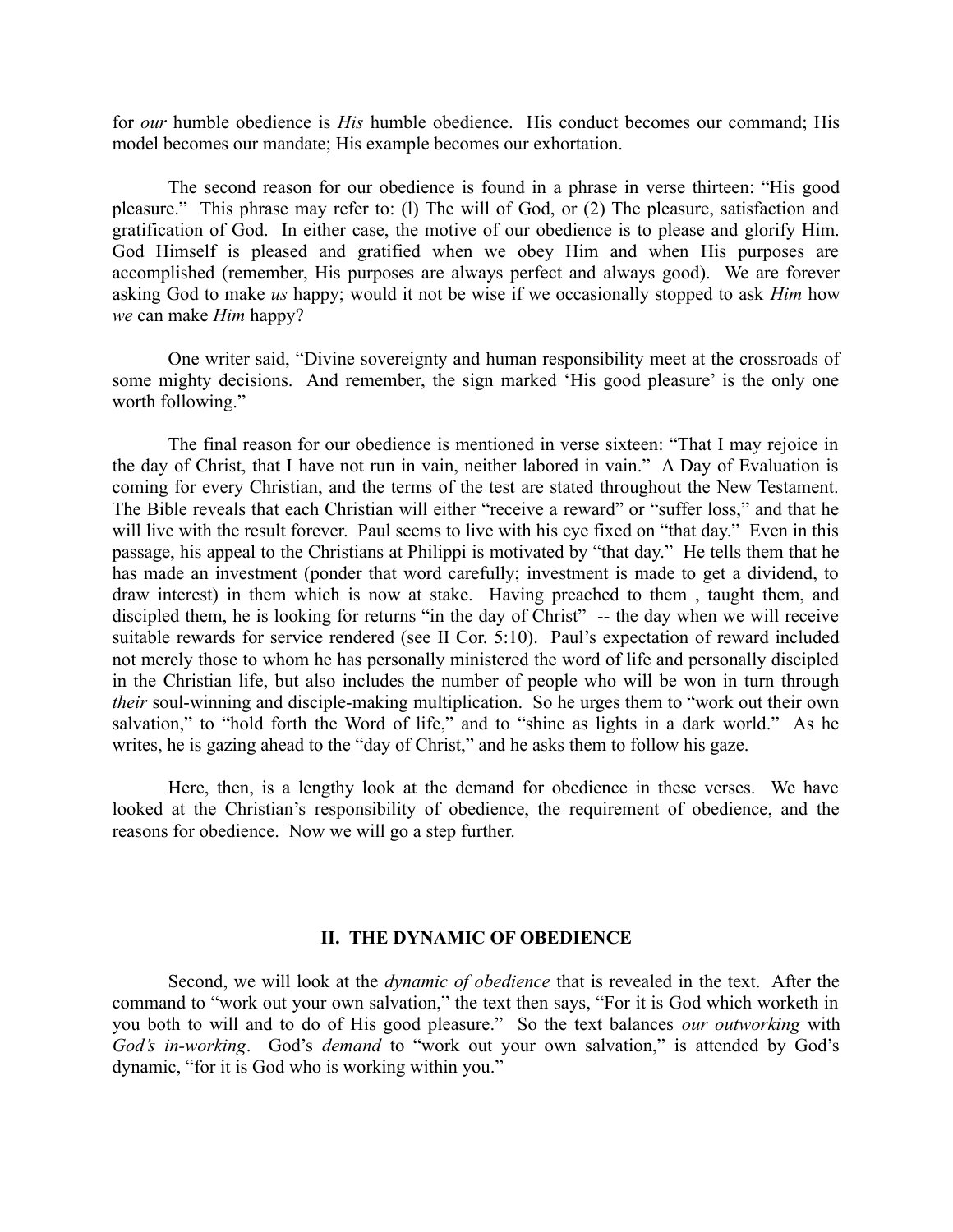for *our* humble obedience is *His* humble obedience. His conduct becomes our command; His model becomes our mandate; His example becomes our exhortation.

The second reason for our obedience is found in a phrase in verse thirteen: "His good pleasure." This phrase may refer to: (l) The will of God, or (2) The pleasure, satisfaction and gratification of God. In either case, the motive of our obedience is to please and glorify Him. God Himself is pleased and gratified when we obey Him and when His purposes are accomplished (remember, His purposes are always perfect and always good). We are forever asking God to make *us* happy; would it not be wise if we occasionally stopped to ask *Him* how *we* can make *Him* happy?

One writer said, "Divine sovereignty and human responsibility meet at the crossroads of some mighty decisions. And remember, the sign marked 'His good pleasure' is the only one worth following."

The final reason for our obedience is mentioned in verse sixteen: "That I may rejoice in the day of Christ, that I have not run in vain, neither labored in vain." A Day of Evaluation is coming for every Christian, and the terms of the test are stated throughout the New Testament. The Bible reveals that each Christian will either "receive a reward" or "suffer loss," and that he will live with the result forever. Paul seems to live with his eye fixed on "that day." Even in this passage, his appeal to the Christians at Philippi is motivated by "that day." He tells them that he has made an investment (ponder that word carefully; investment is made to get a dividend, to draw interest) in them which is now at stake. Having preached to them , taught them, and discipled them, he is looking for returns "in the day of Christ" -- the day when we will receive suitable rewards for service rendered (see II Cor. 5:10). Paul's expectation of reward included not merely those to whom he has personally ministered the word of life and personally discipled in the Christian life, but also includes the number of people who will be won in turn through *their* soul-winning and disciple-making multiplication. So he urges them to "work out their own salvation," to "hold forth the Word of life," and to "shine as lights in a dark world." As he writes, he is gazing ahead to the "day of Christ," and he asks them to follow his gaze.

Here, then, is a lengthy look at the demand for obedience in these verses. We have looked at the Christian's responsibility of obedience, the requirement of obedience, and the reasons for obedience. Now we will go a step further.

## II. THE DYNAMIC OF OBEDIENCE

Second, we will look at the *dynamic of obedience* that is revealed in the text. After the command to "work out your own salvation," the text then says, "For it is God which worketh in you both to will and to do of His good pleasure." So the text balances *our outworking* with *God's in-working*. God's *demand* to "work out your own salvation," is attended by God's dynamic, "for it is God who is working within you."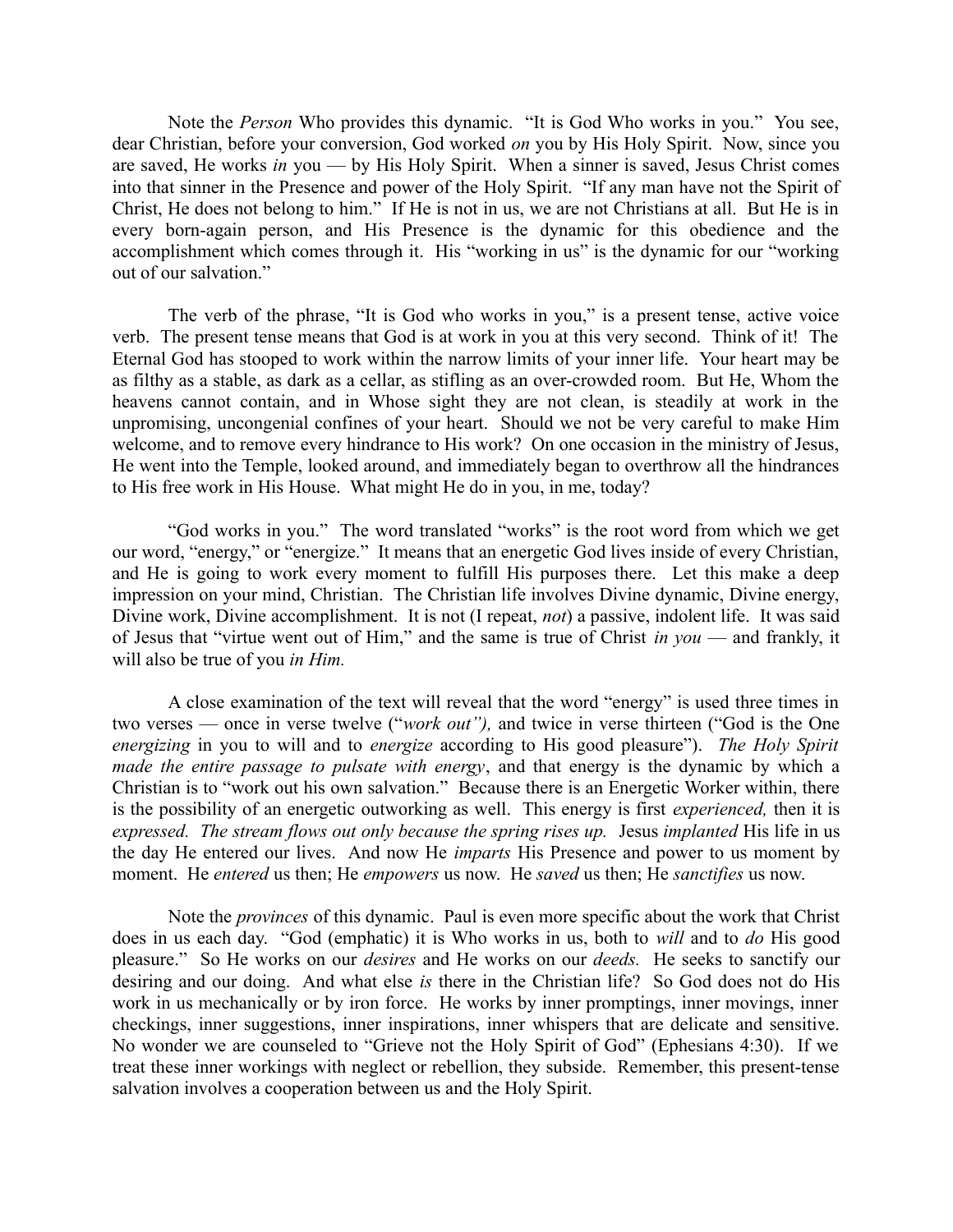Note the *Person* Who provides this dynamic. “It is God Who works in you.” You see, dear Christian, before your conversion, God worked *on* you by His Holy Spirit. Now, since you are saved, He works *in* you — by His Holy Spirit. When a sinner is saved, Jesus Christ comes into that sinner in the Presence and power of the Holy Spirit. “If any man have not the Spirit of Christ, He does not belong to him.” If He is not in us, we are not Christians at all. But He is in every born-again person, and His Presence is the dynamic for this obedience and the accomplishment which comes through it. His “working in us” is the dynamic for our “working out of our salvation.”

The verb of the phrase, “It is God who works in you,” is a present tense, active voice verb. The present tense means that God is at work in you at this very second. Think of it! The Eternal God has stooped to work within the narrow limits of your inner life. Your heart may be as filthy as a stable, as dark as a cellar, as stifling as an over-crowded room. But He, Whom the heavens cannot contain, and in Whose sight they are not clean, is steadily at work in the unpromising, uncongenial confines of your heart. Should we not be very careful to make Him welcome, and to remove every hindrance to His work? On one occasion in the ministry of Jesus, He went into the Temple, looked around, and immediately began to overthrow all the hindrances to His free work in His House. What might He do in you, in me, today?

“God works in you.” The word translated “works” is the root word from which we get our word, “energy,” or “energize.” It means that an energetic God lives inside of every Christian, and He is going to work every moment to fulfill His purposes there. Let this make a deep impression on your mind, Christian. The Christian life involves Divine dynamic, Divine energy, Divine work, Divine accomplishment. It is not (I repeat, *not*) a passive, indolent life. It was said of Jesus that “virtue went out of Him,” and the same is true of Christ *in you* — and frankly, it will also be true of you *in Him.*

A close examination of the text will reveal that the word “energy” is used three times in two verses — once in verse twelve (“*work out”),* and twice in verse thirteen (“God is the One *energizing* in you to will and to *energize* according to His good pleasure”). *The Holy Spirit made the entire passage to pulsate with energy*, and that energy is the dynamic by which a Christian is to “work out his own salvation.” Because there is an Energetic Worker within, there is the possibility of an energetic outworking as well. This energy is first *experienced,* then it is *expressed. The stream flows out only because the spring rises up.* Jesus *implanted* His life in us the day He entered our lives. And now He *imparts* His Presence and power to us moment by moment. He *entered* us then; He *empowers* us now. He *saved* us then; He *sanctifies* us now.

Note the *provinces* of this dynamic. Paul is even more specific about the work that Christ does in us each day. “God (emphatic) it is Who works in us, both to *will* and to *do* His good pleasure.” So He works on our *desires* and He works on our *deeds.* He seeks to sanctify our desiring and our doing. And what else *is* there in the Christian life? So God does not do His work in us mechanically or by iron force. He works by inner promptings, inner movings, inner checkings, inner suggestions, inner inspirations, inner whispers that are delicate and sensitive. No wonder we are counseled to “Grieve not the Holy Spirit of God” (Ephesians 4:30). If we treat these inner workings with neglect or rebellion, they subside. Remember, this present-tense salvation involves a cooperation between us and the Holy Spirit.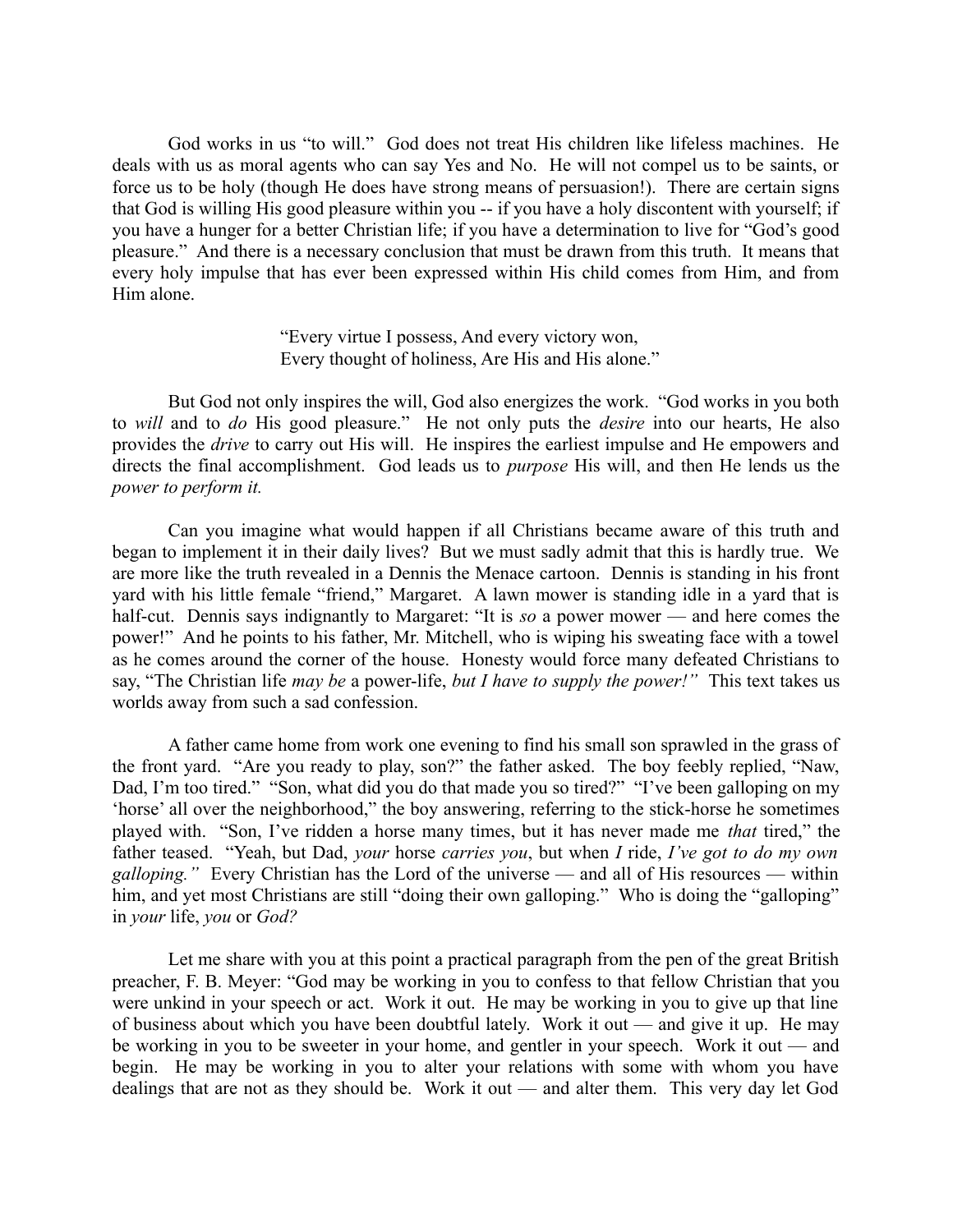God works in us "to will." God does not treat His children like lifeless machines. He deals with us as moral agents who can say Yes and No. He will not compel us to be saints, or force us to be holy (though He does have strong means of persuasion!). There are certain signs that God is willing His good pleasure within you -- if you have a holy discontent with yourself; if you have a hunger for a better Christian life; if you have a determination to live for "God's good pleasure." And there is a necessary conclusion that must be drawn from this truth. It means that every holy impulse that has ever been expressed within His child comes from Him, and from Him alone.

> "Every virtue I possess, And every victory won,
> Every thought of holiness, Are His and His alone."

But God not only inspires the will, God also energizes the work. "God works in you both to *will* and to *do* His good pleasure." He not only puts the *desire* into our hearts, He also provides the *drive* to carry out His will. He inspires the earliest impulse and He empowers and directs the final accomplishment. God leads us to *purpose* His will, and then He lends us the *power to perform it.*

Can you imagine what would happen if all Christians became aware of this truth and began to implement it in their daily lives? But we must sadly admit that this is hardly true. We are more like the truth revealed in a Dennis the Menace cartoon. Dennis is standing in his front yard with his little female "friend," Margaret. A lawn mower is standing idle in a yard that is half-cut. Dennis says indignantly to Margaret: "It is *so* a power mower — and here comes the power!" And he points to his father, Mr. Mitchell, who is wiping his sweating face with a towel as he comes around the corner of the house. Honesty would force many defeated Christians to say, "The Christian life *may be* a power-life, *but I have to supply the power!"* This text takes us worlds away from such a sad confession.

A father came home from work one evening to find his small son sprawled in the grass of the front yard. "Are you ready to play, son?" the father asked. The boy feebly replied, "Naw, Dad, I'm too tired." "Son, what did you do that made you so tired?" "I've been galloping on my 'horse' all over the neighborhood," the boy answering, referring to the stick-horse he sometimes played with. "Son, I've ridden a horse many times, but it has never made me *that* tired," the father teased. "Yeah, but Dad, *your* horse *carries you*, but when *I* ride, *I've got to do my own galloping."* Every Christian has the Lord of the universe — and all of His resources — within him, and yet most Christians are still "doing their own galloping." Who is doing the "galloping" in *your* life, *you* or *God?*

Let me share with you at this point a practical paragraph from the pen of the great British preacher, F. B. Meyer: "God may be working in you to confess to that fellow Christian that you were unkind in your speech or act. Work it out. He may be working in you to give up that line of business about which you have been doubtful lately. Work it out — and give it up. He may be working in you to be sweeter in your home, and gentler in your speech. Work it out — and begin. He may be working in you to alter your relations with some with whom you have dealings that are not as they should be. Work it out — and alter them. This very day let God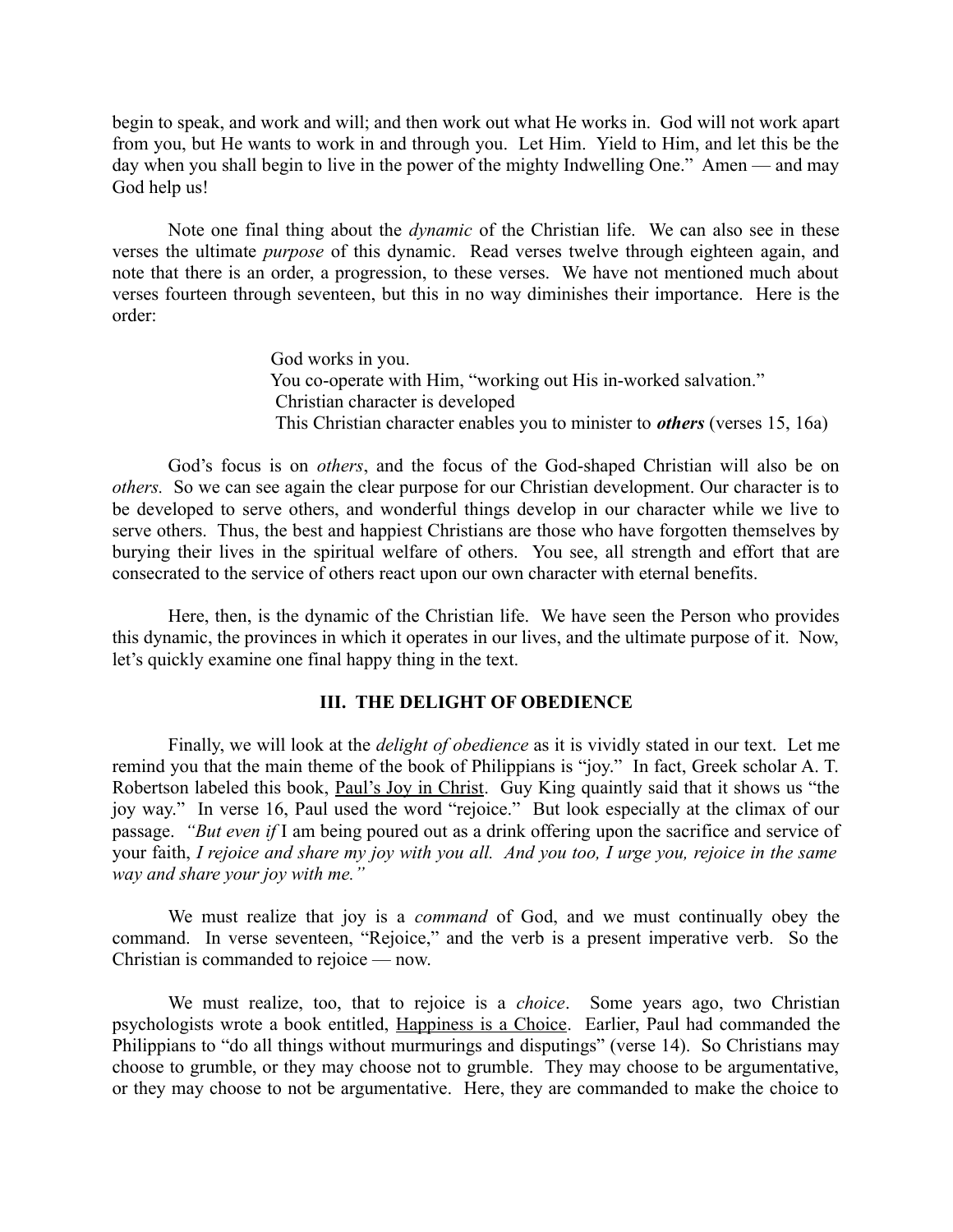begin to speak, and work and will; and then work out what He works in. God will not work apart from you, but He wants to work in and through you. Let Him. Yield to Him, and let this be the day when you shall begin to live in the power of the mighty Indwelling One." Amen — and may God help us!

Note one final thing about the *dynamic* of the Christian life. We can also see in these verses the ultimate *purpose* of this dynamic. Read verses twelve through eighteen again, and note that there is an order, a progression, to these verses. We have not mentioned much about verses fourteen through seventeen, but this in no way diminishes their importance. Here is the order:

> God works in you.
> You co-operate with Him, "working out His in-worked salvation."
> Christian character is developed
> This Christian character enables you to minister to ***others*** (verses 15, 16a)

God's focus is on *others*, and the focus of the God-shaped Christian will also be on *others.* So we can see again the clear purpose for our Christian development. Our character is to be developed to serve others, and wonderful things develop in our character while we live to serve others. Thus, the best and happiest Christians are those who have forgotten themselves by burying their lives in the spiritual welfare of others. You see, all strength and effort that are consecrated to the service of others react upon our own character with eternal benefits.

Here, then, is the dynamic of the Christian life. We have seen the Person who provides this dynamic, the provinces in which it operates in our lives, and the ultimate purpose of it. Now, let's quickly examine one final happy thing in the text.

## III. THE DELIGHT OF OBEDIENCE

Finally, we will look at the *delight of obedience* as it is vividly stated in our text. Let me remind you that the main theme of the book of Philippians is "joy." In fact, Greek scholar A. T. Robertson labeled this book, <u>Paul's Joy in Christ</u>. Guy King quaintly said that it shows us "the joy way." In verse 16, Paul used the word "rejoice." But look especially at the climax of our passage. *"But even if* I am being poured out as a drink offering upon the sacrifice and service of your faith, *I rejoice and share my joy with you all. And you too, I urge you, rejoice in the same way and share your joy with me."*

We must realize that joy is a *command* of God, and we must continually obey the command. In verse seventeen, "Rejoice," and the verb is a present imperative verb. So the Christian is commanded to rejoice — now.

We must realize, too, that to rejoice is a *choice*. Some years ago, two Christian psychologists wrote a book entitled, <u>Happiness is a Choice</u>. Earlier, Paul had commanded the Philippians to "do all things without murmurings and disputings" (verse 14). So Christians may choose to grumble, or they may choose not to grumble. They may choose to be argumentative, or they may choose to not be argumentative. Here, they are commanded to make the choice to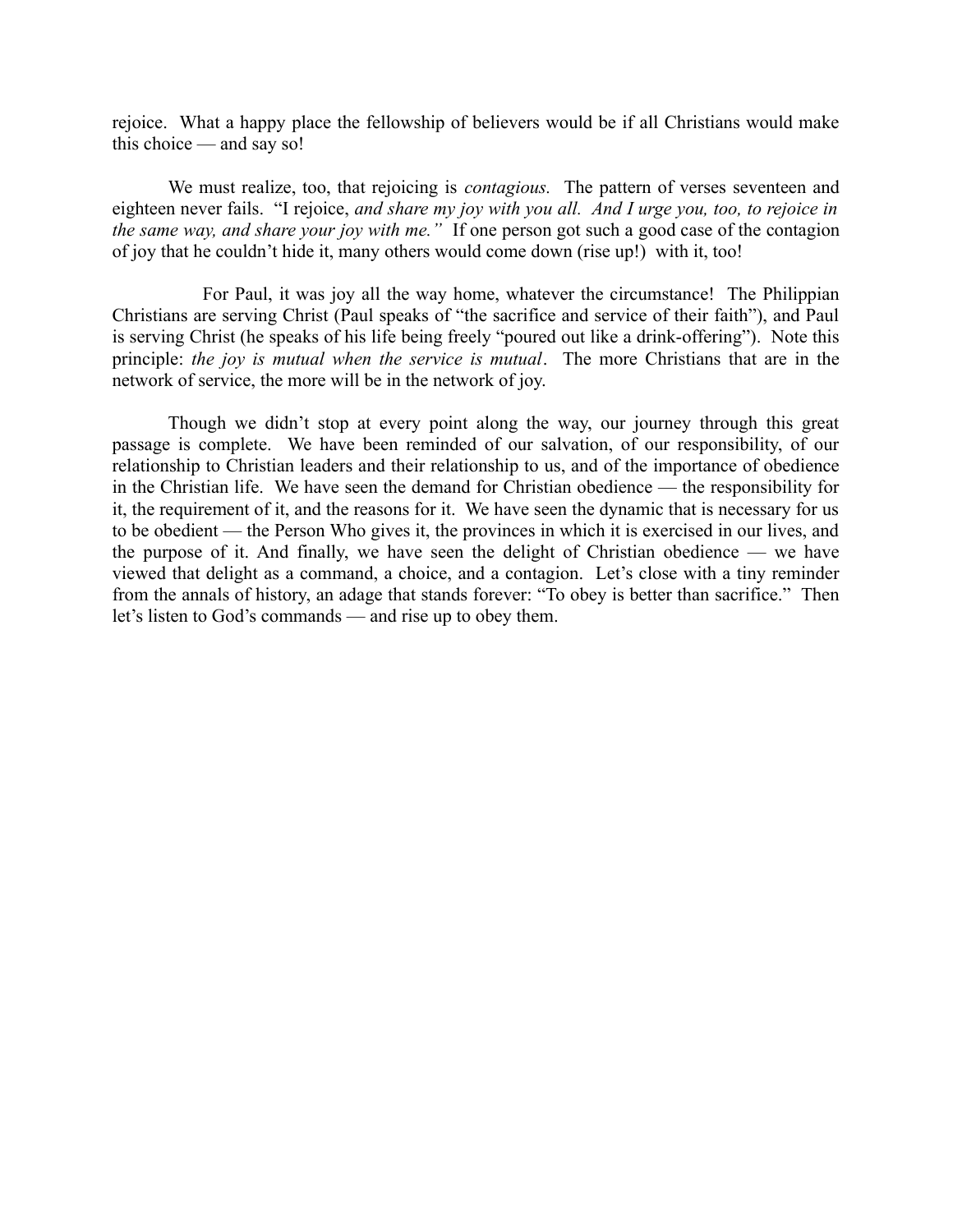rejoice. What a happy place the fellowship of believers would be if all Christians would make this choice — and say so!

We must realize, too, that rejoicing is *contagious.* The pattern of verses seventeen and eighteen never fails. "I rejoice, *and share my joy with you all. And I urge you, too, to rejoice in the same way, and share your joy with me."* If one person got such a good case of the contagion of joy that he couldn't hide it, many others would come down (rise up!) with it, too!

For Paul, it was joy all the way home, whatever the circumstance! The Philippian Christians are serving Christ (Paul speaks of "the sacrifice and service of their faith"), and Paul is serving Christ (he speaks of his life being freely "poured out like a drink-offering"). Note this principle: *the joy is mutual when the service is mutual*. The more Christians that are in the network of service, the more will be in the network of joy.

Though we didn't stop at every point along the way, our journey through this great passage is complete. We have been reminded of our salvation, of our responsibility, of our relationship to Christian leaders and their relationship to us, and of the importance of obedience in the Christian life. We have seen the demand for Christian obedience — the responsibility for it, the requirement of it, and the reasons for it. We have seen the dynamic that is necessary for us to be obedient — the Person Who gives it, the provinces in which it is exercised in our lives, and the purpose of it. And finally, we have seen the delight of Christian obedience — we have viewed that delight as a command, a choice, and a contagion. Let's close with a tiny reminder from the annals of history, an adage that stands forever: "To obey is better than sacrifice." Then let's listen to God's commands — and rise up to obey them.